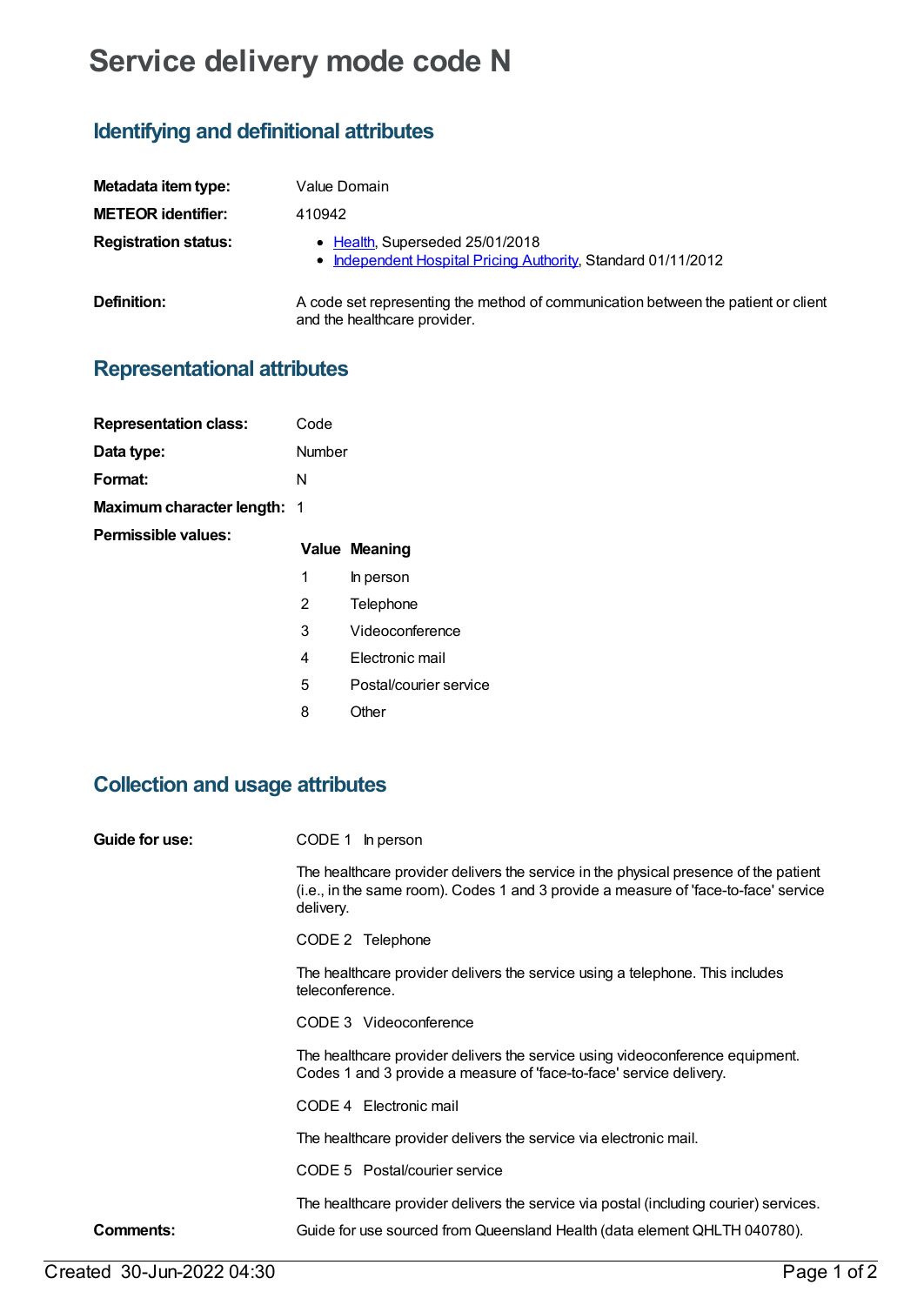# Service delivery mode code N

## Identifying and definitional attributes

**Metadata item type:** Value Domain

**METEOR identifier:** 410942

**Registration status:**
- Health, Superseded 25/01/2018
- Independent Hospital Pricing Authority, Standard 01/11/2012

**Definition:** A code set representing the method of communication between the patient or client and the healthcare provider.

## Representational attributes

**Representation class:** Code

**Data type:** Number

**Format:** N

**Maximum character length:** 1

**Permissible values:**

| Value | Meaning |
| --- | --- |
| 1 | In person |
| 2 | Telephone |
| 3 | Videoconference |
| 4 | Electronic mail |
| 5 | Postal/courier service |
| 8 | Other |

## Collection and usage attributes

**Guide for use:**

CODE 1 In person

The healthcare provider delivers the service in the physical presence of the patient (i.e., in the same room). Codes 1 and 3 provide a measure of 'face-to-face' service delivery.

CODE 2 Telephone

The healthcare provider delivers the service using a telephone. This includes teleconference.

CODE 3 Videoconference

The healthcare provider delivers the service using videoconference equipment. Codes 1 and 3 provide a measure of 'face-to-face' service delivery.

CODE 4 Electronic mail

The healthcare provider delivers the service via electronic mail.

CODE 5 Postal/courier service

The healthcare provider delivers the service via postal (including courier) services.

**Comments:** Guide for use sourced from Queensland Health (data element QHLTH 040780).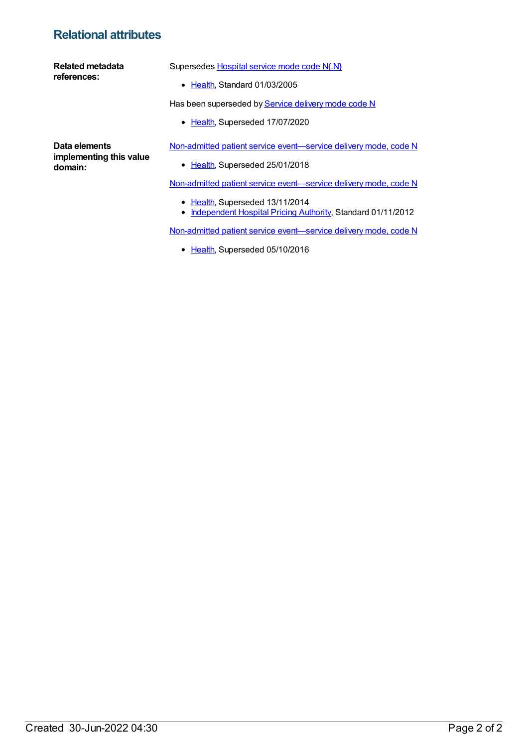## Relational attributes

**Related metadata references:**

Supersedes Hospital service mode code N{.N}

- Health, Standard 01/03/2005

Has been superseded by Service delivery mode code N

- Health, Superseded 17/07/2020

**Data elements implementing this value domain:**

Non-admitted patient service event—service delivery mode, code N

- Health, Superseded 25/01/2018

Non-admitted patient service event—service delivery mode, code N

- Health, Superseded 13/11/2014
- Independent Hospital Pricing Authority, Standard 01/11/2012

Non-admitted patient service event—service delivery mode, code N

- Health, Superseded 05/10/2016